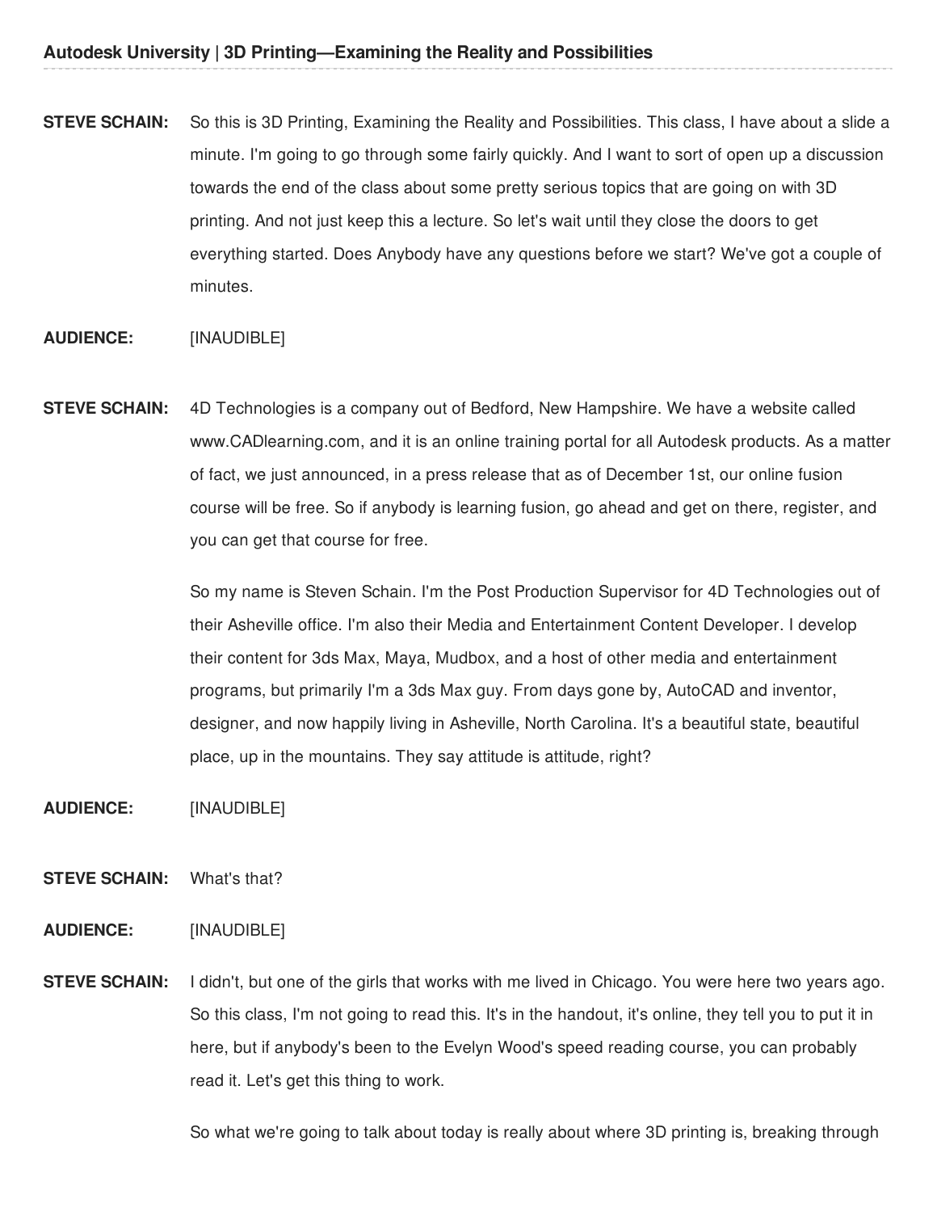**STEVE SCHAIN:** So this is 3D Printing, Examining the Reality and Possibilities. This class, I have about a slide a minute. I'm going to go through some fairly quickly. And I want to sort of open up a discussion towards the end of the class about some pretty serious topics that are going on with 3D printing. And not just keep this a lecture. So let's wait until they close the doors to get everything started. Does Anybody have any questions before we start? We've got a couple of minutes.

**AUDIENCE:** [INAUDIBLE]

**STEVE SCHAIN:** 4D Technologies is a company out of Bedford, New Hampshire. We have a website called www.CADlearning.com, and it is an online training portal for all Autodesk products. As a matter of fact, we just announced, in a press release that as of December 1st, our online fusion course will be free. So if anybody is learning fusion, go ahead and get on there, register, and you can get that course for free.

So my name is Steven Schain. I'm the Post Production Supervisor for 4D Technologies out of their Asheville office. I'm also their Media and Entertainment Content Developer. I develop their content for 3ds Max, Maya, Mudbox, and a host of other media and entertainment programs, but primarily I'm a 3ds Max guy. From days gone by, AutoCAD and inventor, designer, and now happily living in Asheville, North Carolina. It's a beautiful state, beautiful place, up in the mountains. They say attitude is attitude, right?

**AUDIENCE:** [INAUDIBLE]

**STEVE SCHAIN:** What's that?

**AUDIENCE:** [INAUDIBLE]

**STEVE SCHAIN:** I didn't, but one of the girls that works with me lived in Chicago. You were here two years ago. So this class, I'm not going to read this. It's in the handout, it's online, they tell you to put it in here, but if anybody's been to the Evelyn Wood's speed reading course, you can probably read it. Let's get this thing to work.

So what we're going to talk about today is really about where 3D printing is, breaking through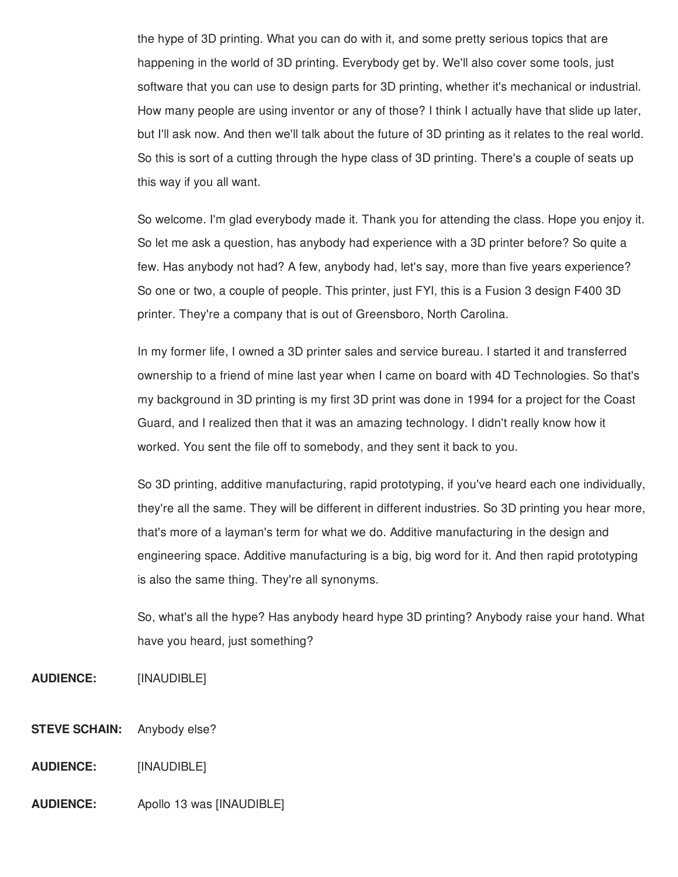the hype of 3D printing. What you can do with it, and some pretty serious topics that are happening in the world of 3D printing. Everybody get by. We'll also cover some tools, just software that you can use to design parts for 3D printing, whether it's mechanical or industrial. How many people are using inventor or any of those? I think I actually have that slide up later, but I'll ask now. And then we'll talk about the future of 3D printing as it relates to the real world. So this is sort of a cutting through the hype class of 3D printing. There's a couple of seats up this way if you all want.

So welcome. I'm glad everybody made it. Thank you for attending the class. Hope you enjoy it. So let me ask a question, has anybody had experience with a 3D printer before? So quite a few. Has anybody not had? A few, anybody had, let's say, more than five years experience? So one or two, a couple of people. This printer, just FYI, this is a Fusion 3 design F400 3D printer. They're a company that is out of Greensboro, North Carolina.

In my former life, I owned a 3D printer sales and service bureau. I started it and transferred ownership to a friend of mine last year when I came on board with 4D Technologies. So that's my background in 3D printing is my first 3D print was done in 1994 for a project for the Coast Guard, and I realized then that it was an amazing technology. I didn't really know how it worked. You sent the file off to somebody, and they sent it back to you.

So 3D printing, additive manufacturing, rapid prototyping, if you've heard each one individually, they're all the same. They will be different in different industries. So 3D printing you hear more, that's more of a layman's term for what we do. Additive manufacturing in the design and engineering space. Additive manufacturing is a big, big word for it. And then rapid prototyping is also the same thing. They're all synonyms.

So, what's all the hype? Has anybody heard hype 3D printing? Anybody raise your hand. What have you heard, just something?

**AUDIENCE:** [INAUDIBLE]

**STEVE SCHAIN:** Anybody else?

**AUDIENCE:** [INAUDIBLE]

**AUDIENCE:** Apollo 13 was [INAUDIBLE]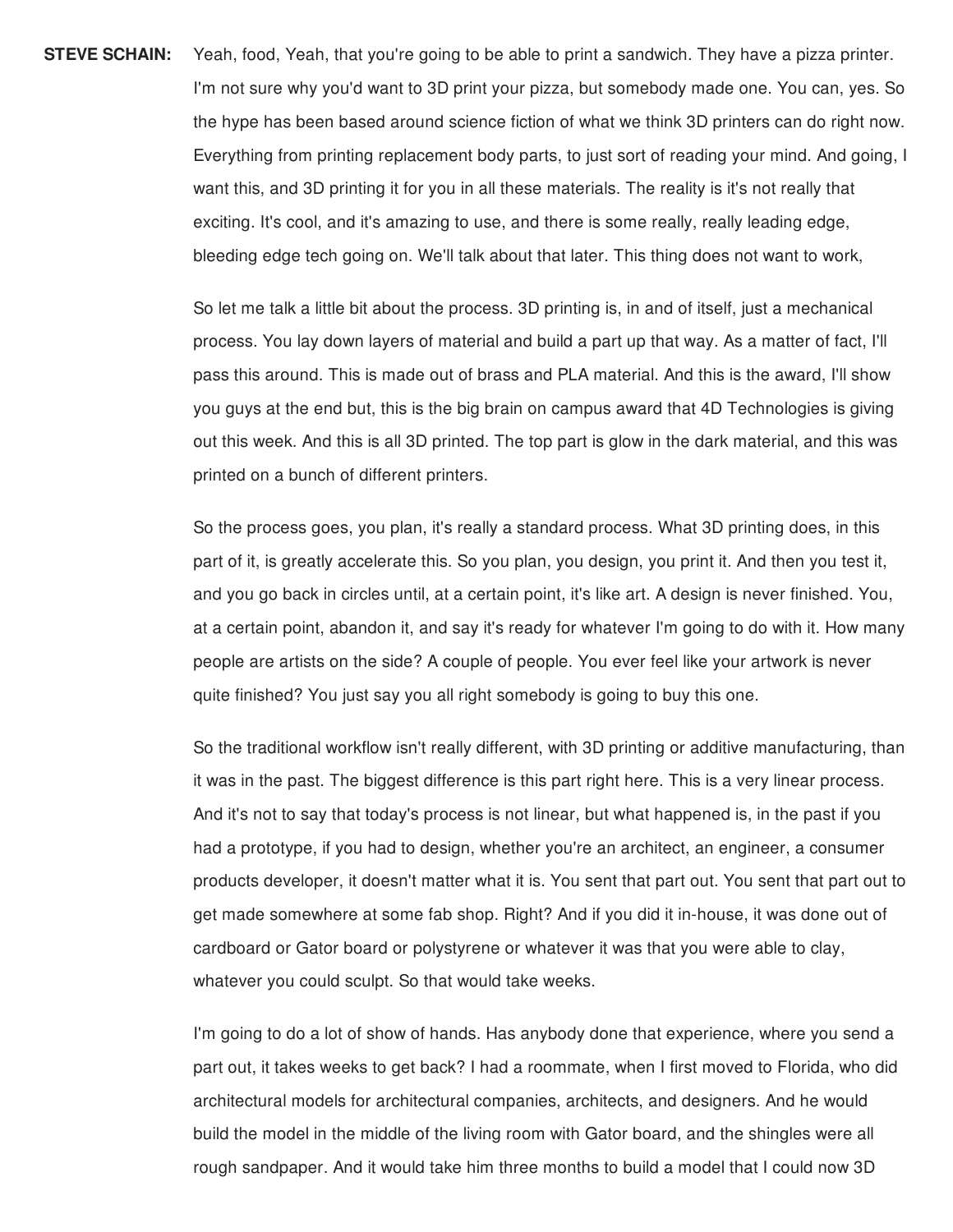**STEVE SCHAIN:** Yeah, food, Yeah, that you're going to be able to print a sandwich. They have a pizza printer. I'm not sure why you'd want to 3D print your pizza, but somebody made one. You can, yes. So the hype has been based around science fiction of what we think 3D printers can do right now. Everything from printing replacement body parts, to just sort of reading your mind. And going, I want this, and 3D printing it for you in all these materials. The reality is it's not really that exciting. It's cool, and it's amazing to use, and there is some really, really leading edge, bleeding edge tech going on. We'll talk about that later. This thing does not want to work,

So let me talk a little bit about the process. 3D printing is, in and of itself, just a mechanical process. You lay down layers of material and build a part up that way. As a matter of fact, I'll pass this around. This is made out of brass and PLA material. And this is the award, I'll show you guys at the end but, this is the big brain on campus award that 4D Technologies is giving out this week. And this is all 3D printed. The top part is glow in the dark material, and this was printed on a bunch of different printers.

So the process goes, you plan, it's really a standard process. What 3D printing does, in this part of it, is greatly accelerate this. So you plan, you design, you print it. And then you test it, and you go back in circles until, at a certain point, it's like art. A design is never finished. You, at a certain point, abandon it, and say it's ready for whatever I'm going to do with it. How many people are artists on the side? A couple of people. You ever feel like your artwork is never quite finished? You just say you all right somebody is going to buy this one.

So the traditional workflow isn't really different, with 3D printing or additive manufacturing, than it was in the past. The biggest difference is this part right here. This is a very linear process. And it's not to say that today's process is not linear, but what happened is, in the past if you had a prototype, if you had to design, whether you're an architect, an engineer, a consumer products developer, it doesn't matter what it is. You sent that part out. You sent that part out to get made somewhere at some fab shop. Right? And if you did it in-house, it was done out of cardboard or Gator board or polystyrene or whatever it was that you were able to clay, whatever you could sculpt. So that would take weeks.

I'm going to do a lot of show of hands. Has anybody done that experience, where you send a part out, it takes weeks to get back? I had a roommate, when I first moved to Florida, who did architectural models for architectural companies, architects, and designers. And he would build the model in the middle of the living room with Gator board, and the shingles were all rough sandpaper. And it would take him three months to build a model that I could now 3D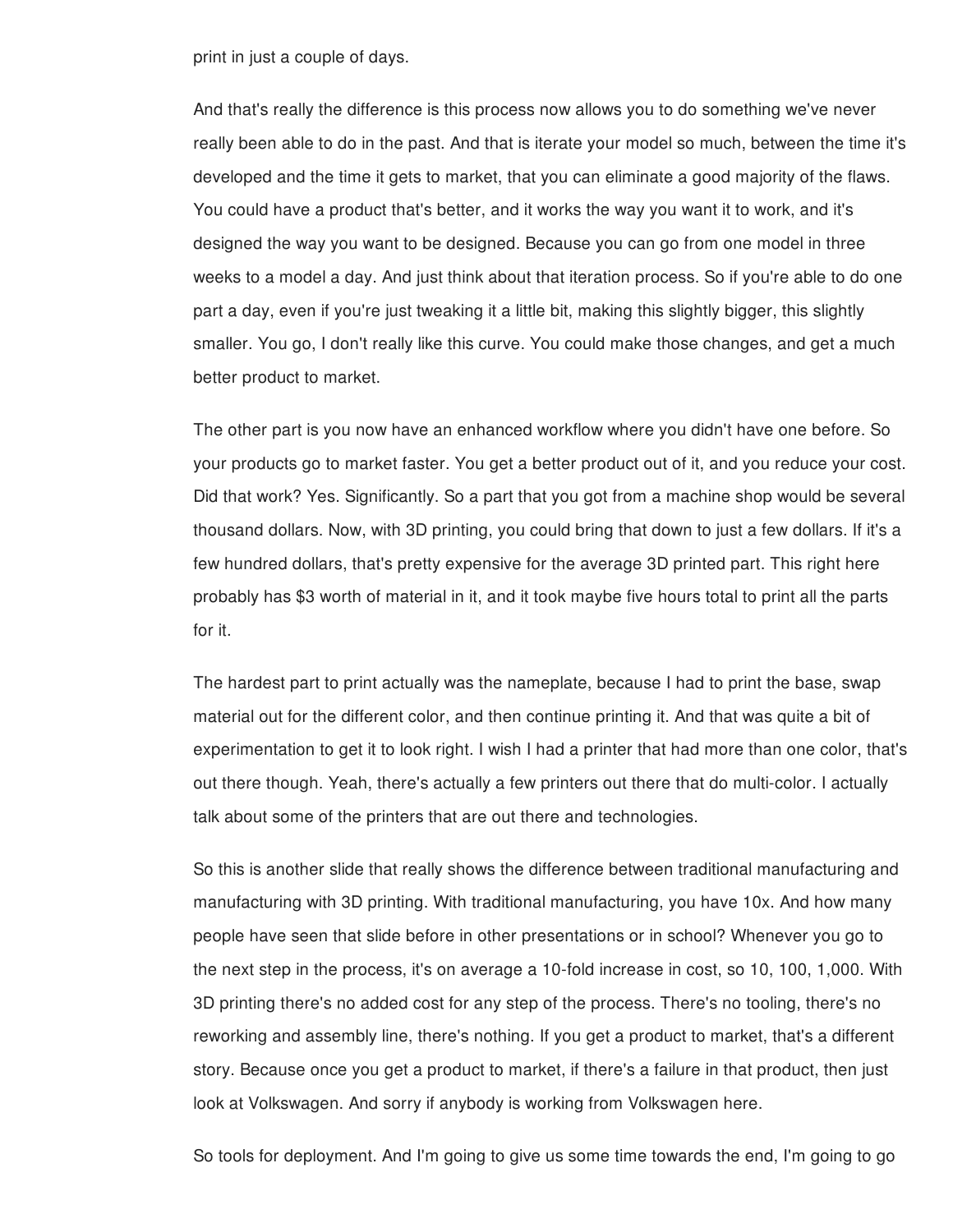print in just a couple of days.

And that's really the difference is this process now allows you to do something we've never really been able to do in the past. And that is iterate your model so much, between the time it's developed and the time it gets to market, that you can eliminate a good majority of the flaws. You could have a product that's better, and it works the way you want it to work, and it's designed the way you want to be designed. Because you can go from one model in three weeks to a model a day. And just think about that iteration process. So if you're able to do one part a day, even if you're just tweaking it a little bit, making this slightly bigger, this slightly smaller. You go, I don't really like this curve. You could make those changes, and get a much better product to market.

The other part is you now have an enhanced workflow where you didn't have one before. So your products go to market faster. You get a better product out of it, and you reduce your cost. Did that work? Yes. Significantly. So a part that you got from a machine shop would be several thousand dollars. Now, with 3D printing, you could bring that down to just a few dollars. If it's a few hundred dollars, that's pretty expensive for the average 3D printed part. This right here probably has $3 worth of material in it, and it took maybe five hours total to print all the parts for it.

The hardest part to print actually was the nameplate, because I had to print the base, swap material out for the different color, and then continue printing it. And that was quite a bit of experimentation to get it to look right. I wish I had a printer that had more than one color, that's out there though. Yeah, there's actually a few printers out there that do multi-color. I actually talk about some of the printers that are out there and technologies.

So this is another slide that really shows the difference between traditional manufacturing and manufacturing with 3D printing. With traditional manufacturing, you have 10x. And how many people have seen that slide before in other presentations or in school? Whenever you go to the next step in the process, it's on average a 10-fold increase in cost, so 10, 100, 1,000. With 3D printing there's no added cost for any step of the process. There's no tooling, there's no reworking and assembly line, there's nothing. If you get a product to market, that's a different story. Because once you get a product to market, if there's a failure in that product, then just look at Volkswagen. And sorry if anybody is working from Volkswagen here.

So tools for deployment. And I'm going to give us some time towards the end, I'm going to go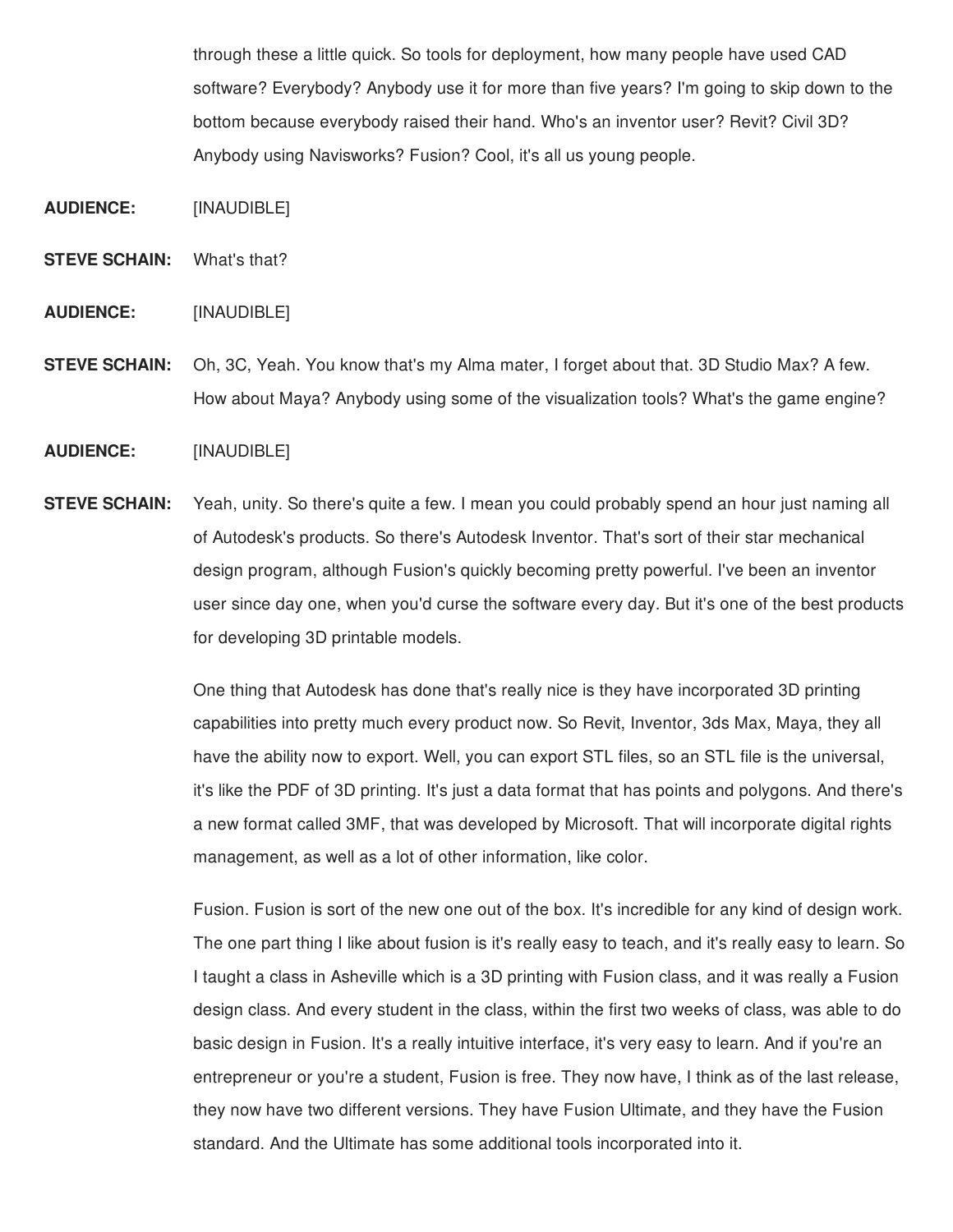through these a little quick. So tools for deployment, how many people have used CAD software? Everybody? Anybody use it for more than five years? I'm going to skip down to the bottom because everybody raised their hand. Who's an inventor user? Revit? Civil 3D? Anybody using Navisworks? Fusion? Cool, it's all us young people.

**AUDIENCE:** [INAUDIBLE]

**STEVE SCHAIN:** What's that?

**AUDIENCE:** [INAUDIBLE]

**STEVE SCHAIN:** Oh, 3C, Yeah. You know that's my Alma mater, I forget about that. 3D Studio Max? A few. How about Maya? Anybody using some of the visualization tools? What's the game engine?

**AUDIENCE:** [INAUDIBLE]

**STEVE SCHAIN:** Yeah, unity. So there's quite a few. I mean you could probably spend an hour just naming all of Autodesk's products. So there's Autodesk Inventor. That's sort of their star mechanical design program, although Fusion's quickly becoming pretty powerful. I've been an inventor user since day one, when you'd curse the software every day. But it's one of the best products for developing 3D printable models.

One thing that Autodesk has done that's really nice is they have incorporated 3D printing capabilities into pretty much every product now. So Revit, Inventor, 3ds Max, Maya, they all have the ability now to export. Well, you can export STL files, so an STL file is the universal, it's like the PDF of 3D printing. It's just a data format that has points and polygons. And there's a new format called 3MF, that was developed by Microsoft. That will incorporate digital rights management, as well as a lot of other information, like color.

Fusion. Fusion is sort of the new one out of the box. It's incredible for any kind of design work. The one part thing I like about fusion is it's really easy to teach, and it's really easy to learn. So I taught a class in Asheville which is a 3D printing with Fusion class, and it was really a Fusion design class. And every student in the class, within the first two weeks of class, was able to do basic design in Fusion. It's a really intuitive interface, it's very easy to learn. And if you're an entrepreneur or you're a student, Fusion is free. They now have, I think as of the last release, they now have two different versions. They have Fusion Ultimate, and they have the Fusion standard. And the Ultimate has some additional tools incorporated into it.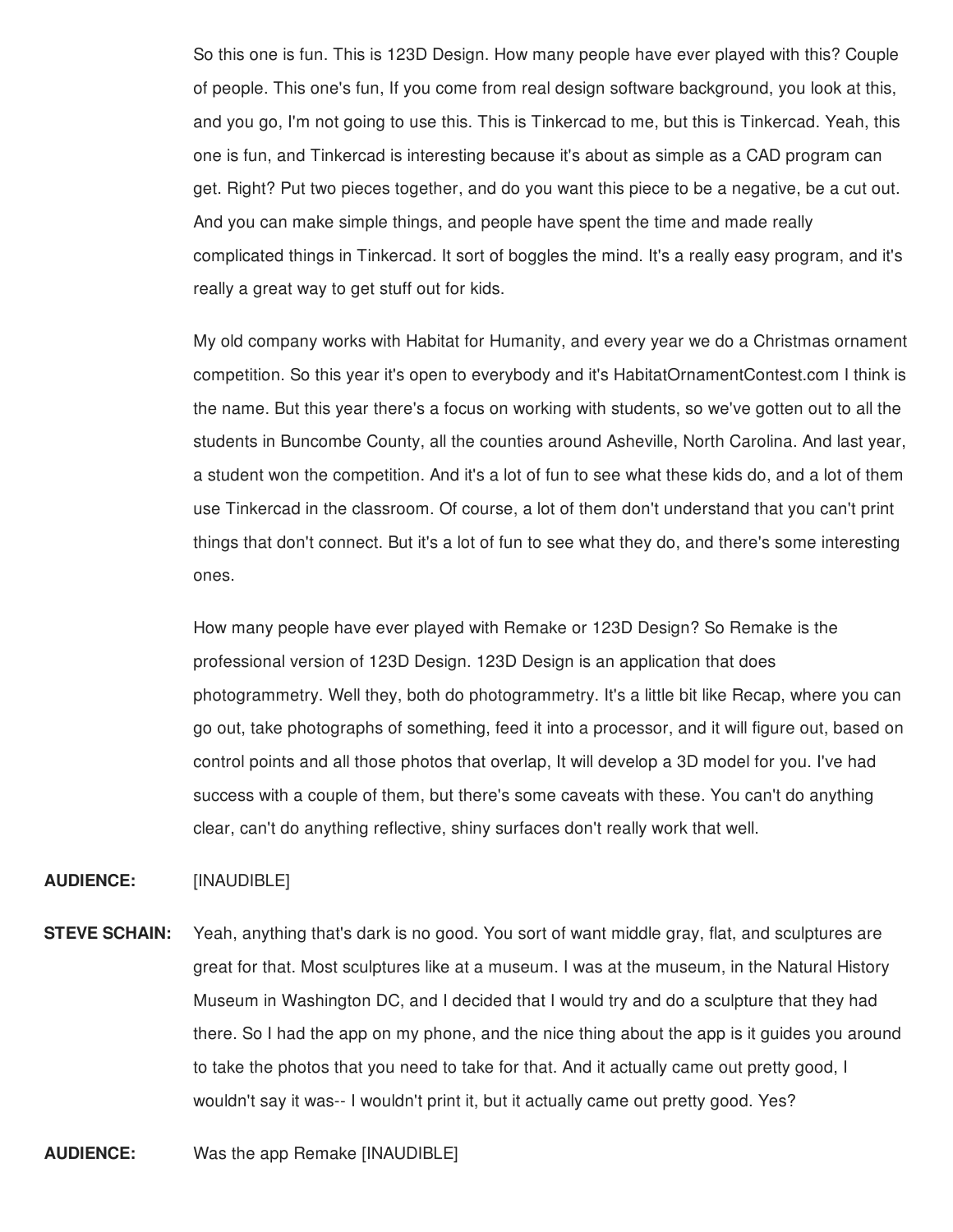So this one is fun. This is 123D Design. How many people have ever played with this? Couple of people. This one's fun, If you come from real design software background, you look at this, and you go, I'm not going to use this. This is Tinkercad to me, but this is Tinkercad. Yeah, this one is fun, and Tinkercad is interesting because it's about as simple as a CAD program can get. Right? Put two pieces together, and do you want this piece to be a negative, be a cut out. And you can make simple things, and people have spent the time and made really complicated things in Tinkercad. It sort of boggles the mind. It's a really easy program, and it's really a great way to get stuff out for kids.

My old company works with Habitat for Humanity, and every year we do a Christmas ornament competition. So this year it's open to everybody and it's HabitatOrnamentContest.com I think is the name. But this year there's a focus on working with students, so we've gotten out to all the students in Buncombe County, all the counties around Asheville, North Carolina. And last year, a student won the competition. And it's a lot of fun to see what these kids do, and a lot of them use Tinkercad in the classroom. Of course, a lot of them don't understand that you can't print things that don't connect. But it's a lot of fun to see what they do, and there's some interesting ones.

How many people have ever played with Remake or 123D Design? So Remake is the professional version of 123D Design. 123D Design is an application that does photogrammetry. Well they, both do photogrammetry. It's a little bit like Recap, where you can go out, take photographs of something, feed it into a processor, and it will figure out, based on control points and all those photos that overlap, It will develop a 3D model for you. I've had success with a couple of them, but there's some caveats with these. You can't do anything clear, can't do anything reflective, shiny surfaces don't really work that well.

**AUDIENCE:** [INAUDIBLE]

**STEVE SCHAIN:** Yeah, anything that's dark is no good. You sort of want middle gray, flat, and sculptures are great for that. Most sculptures like at a museum. I was at the museum, in the Natural History Museum in Washington DC, and I decided that I would try and do a sculpture that they had there. So I had the app on my phone, and the nice thing about the app is it guides you around to take the photos that you need to take for that. And it actually came out pretty good, I wouldn't say it was-- I wouldn't print it, but it actually came out pretty good. Yes?

**AUDIENCE:** Was the app Remake [INAUDIBLE]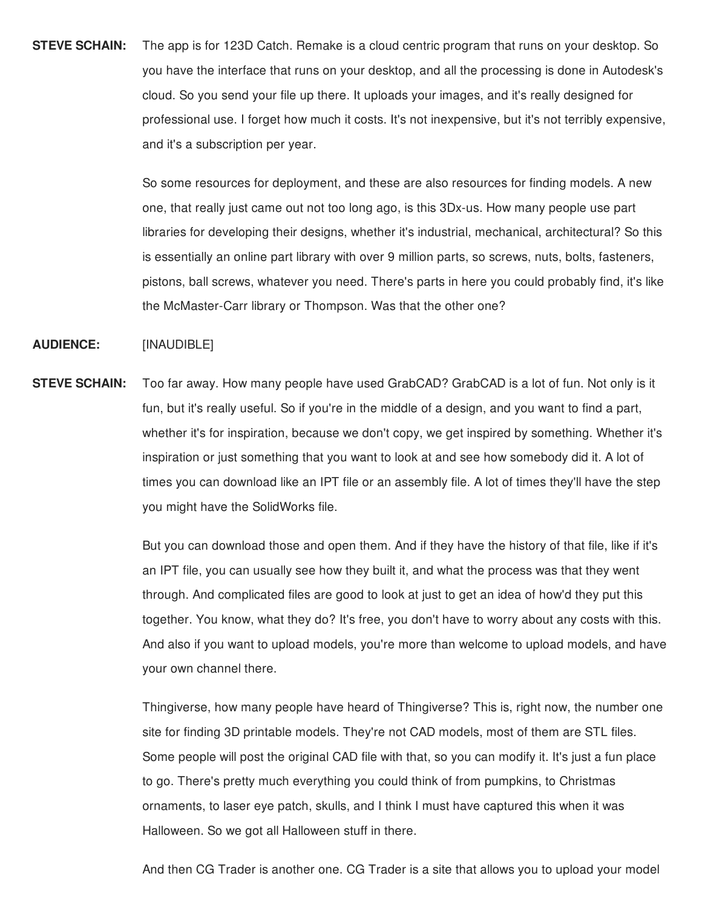**STEVE SCHAIN:** The app is for 123D Catch. Remake is a cloud centric program that runs on your desktop. So you have the interface that runs on your desktop, and all the processing is done in Autodesk's cloud. So you send your file up there. It uploads your images, and it's really designed for professional use. I forget how much it costs. It's not inexpensive, but it's not terribly expensive, and it's a subscription per year.

So some resources for deployment, and these are also resources for finding models. A new one, that really just came out not too long ago, is this 3Dx-us. How many people use part libraries for developing their designs, whether it's industrial, mechanical, architectural? So this is essentially an online part library with over 9 million parts, so screws, nuts, bolts, fasteners, pistons, ball screws, whatever you need. There's parts in here you could probably find, it's like the McMaster-Carr library or Thompson. Was that the other one?

**AUDIENCE:** [INAUDIBLE]

**STEVE SCHAIN:** Too far away. How many people have used GrabCAD? GrabCAD is a lot of fun. Not only is it fun, but it's really useful. So if you're in the middle of a design, and you want to find a part, whether it's for inspiration, because we don't copy, we get inspired by something. Whether it's inspiration or just something that you want to look at and see how somebody did it. A lot of times you can download like an IPT file or an assembly file. A lot of times they'll have the step you might have the SolidWorks file.

But you can download those and open them. And if they have the history of that file, like if it's an IPT file, you can usually see how they built it, and what the process was that they went through. And complicated files are good to look at just to get an idea of how'd they put this together. You know, what they do? It's free, you don't have to worry about any costs with this. And also if you want to upload models, you're more than welcome to upload models, and have your own channel there.

Thingiverse, how many people have heard of Thingiverse? This is, right now, the number one site for finding 3D printable models. They're not CAD models, most of them are STL files. Some people will post the original CAD file with that, so you can modify it. It's just a fun place to go. There's pretty much everything you could think of from pumpkins, to Christmas ornaments, to laser eye patch, skulls, and I think I must have captured this when it was Halloween. So we got all Halloween stuff in there.

And then CG Trader is another one. CG Trader is a site that allows you to upload your model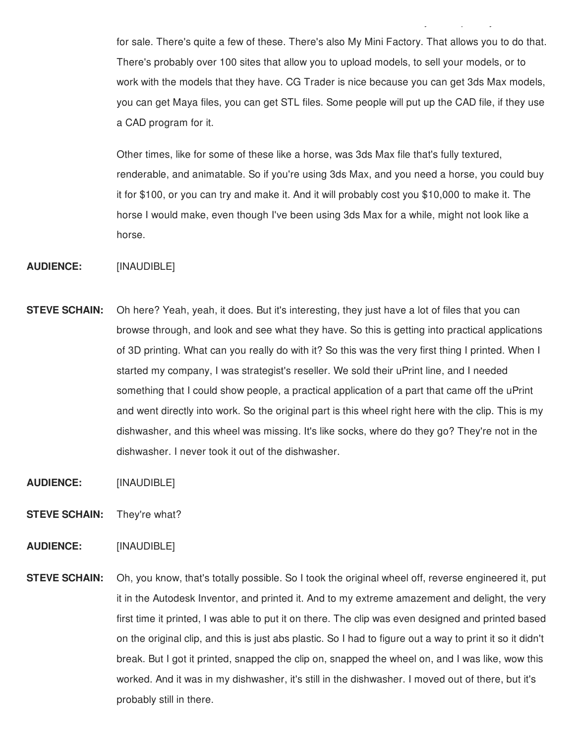for sale. There's quite a few of these. There's also My Mini Factory. That allows you to do that. There's probably over 100 sites that allow you to upload models, to sell your models, or to work with the models that they have. CG Trader is nice because you can get 3ds Max models, you can get Maya files, you can get STL files. Some people will put up the CAD file, if they use a CAD program for it.

Other times, like for some of these like a horse, was 3ds Max file that's fully textured, renderable, and animatable. So if you're using 3ds Max, and you need a horse, you could buy it for $100, or you can try and make it. And it will probably cost you $10,000 to make it. The horse I would make, even though I've been using 3ds Max for a while, might not look like a horse.

**AUDIENCE:** [INAUDIBLE]

**STEVE SCHAIN:** Oh here? Yeah, yeah, it does. But it's interesting, they just have a lot of files that you can browse through, and look and see what they have. So this is getting into practical applications of 3D printing. What can you really do with it? So this was the very first thing I printed. When I started my company, I was strategist's reseller. We sold their uPrint line, and I needed something that I could show people, a practical application of a part that came off the uPrint and went directly into work. So the original part is this wheel right here with the clip. This is my dishwasher, and this wheel was missing. It's like socks, where do they go? They're not in the dishwasher. I never took it out of the dishwasher.

**AUDIENCE:** [INAUDIBLE]

**STEVE SCHAIN:** They're what?

**AUDIENCE:** [INAUDIBLE]

**STEVE SCHAIN:** Oh, you know, that's totally possible. So I took the original wheel off, reverse engineered it, put it in the Autodesk Inventor, and printed it. And to my extreme amazement and delight, the very first time it printed, I was able to put it on there. The clip was even designed and printed based on the original clip, and this is just abs plastic. So I had to figure out a way to print it so it didn't break. But I got it printed, snapped the clip on, snapped the wheel on, and I was like, wow this worked. And it was in my dishwasher, it's still in the dishwasher. I moved out of there, but it's probably still in there.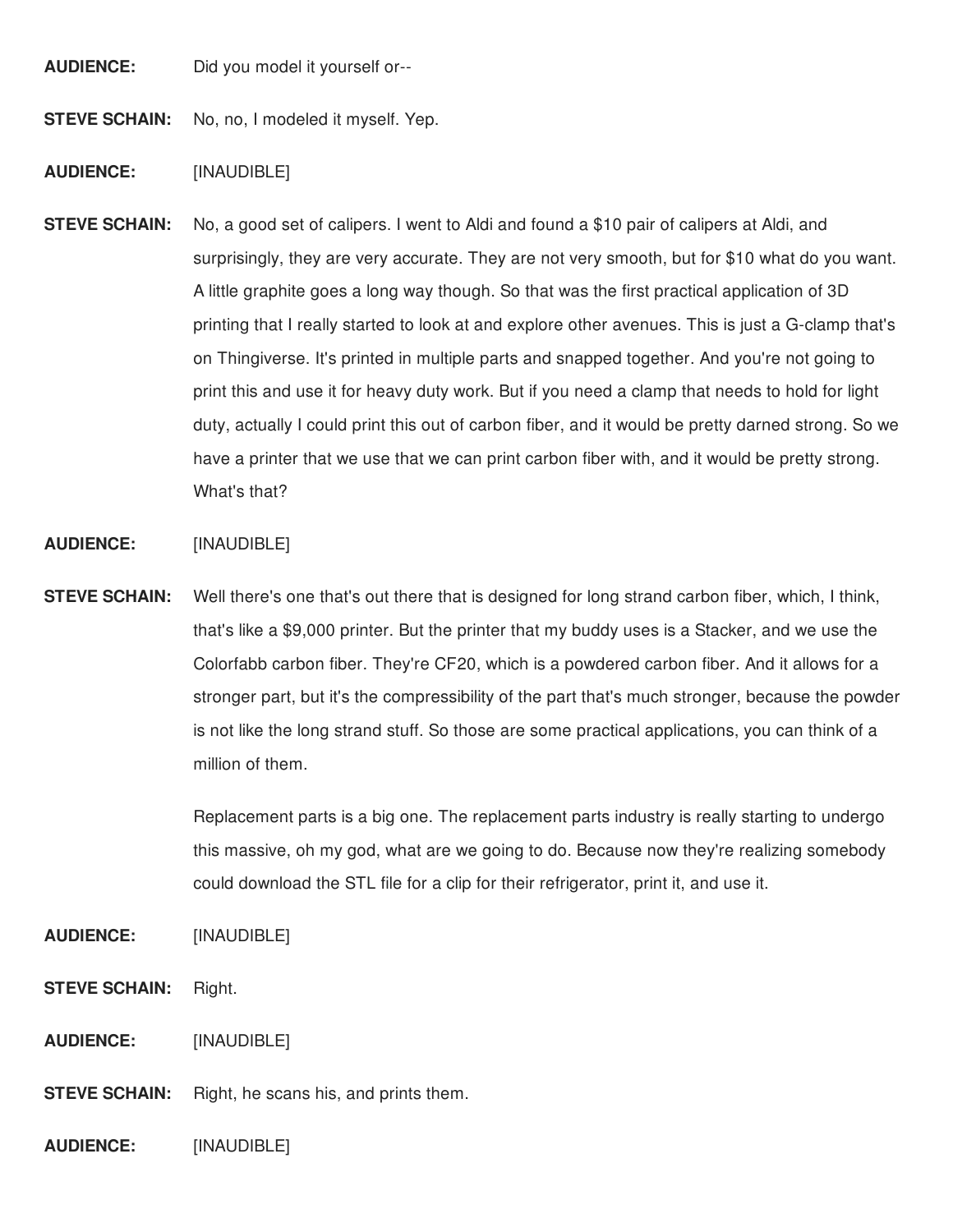**AUDIENCE:** Did you model it yourself or--

**STEVE SCHAIN:** No, no, I modeled it myself. Yep.

**AUDIENCE:** [INAUDIBLE]

**STEVE SCHAIN:** No, a good set of calipers. I went to Aldi and found a $10 pair of calipers at Aldi, and surprisingly, they are very accurate. They are not very smooth, but for $10 what do you want. A little graphite goes a long way though. So that was the first practical application of 3D printing that I really started to look at and explore other avenues. This is just a G-clamp that's on Thingiverse. It's printed in multiple parts and snapped together. And you're not going to print this and use it for heavy duty work. But if you need a clamp that needs to hold for light duty, actually I could print this out of carbon fiber, and it would be pretty darned strong. So we have a printer that we use that we can print carbon fiber with, and it would be pretty strong. What's that?

**AUDIENCE:** [INAUDIBLE]

**STEVE SCHAIN:** Well there's one that's out there that is designed for long strand carbon fiber, which, I think, that's like a $9,000 printer. But the printer that my buddy uses is a Stacker, and we use the Colorfabb carbon fiber. They're CF20, which is a powdered carbon fiber. And it allows for a stronger part, but it's the compressibility of the part that's much stronger, because the powder is not like the long strand stuff. So those are some practical applications, you can think of a million of them.

Replacement parts is a big one. The replacement parts industry is really starting to undergo this massive, oh my god, what are we going to do. Because now they're realizing somebody could download the STL file for a clip for their refrigerator, print it, and use it.

**AUDIENCE:** [INAUDIBLE]

**STEVE SCHAIN:** Right.

**AUDIENCE:** [INAUDIBLE]

**STEVE SCHAIN:** Right, he scans his, and prints them.

**AUDIENCE:** [INAUDIBLE]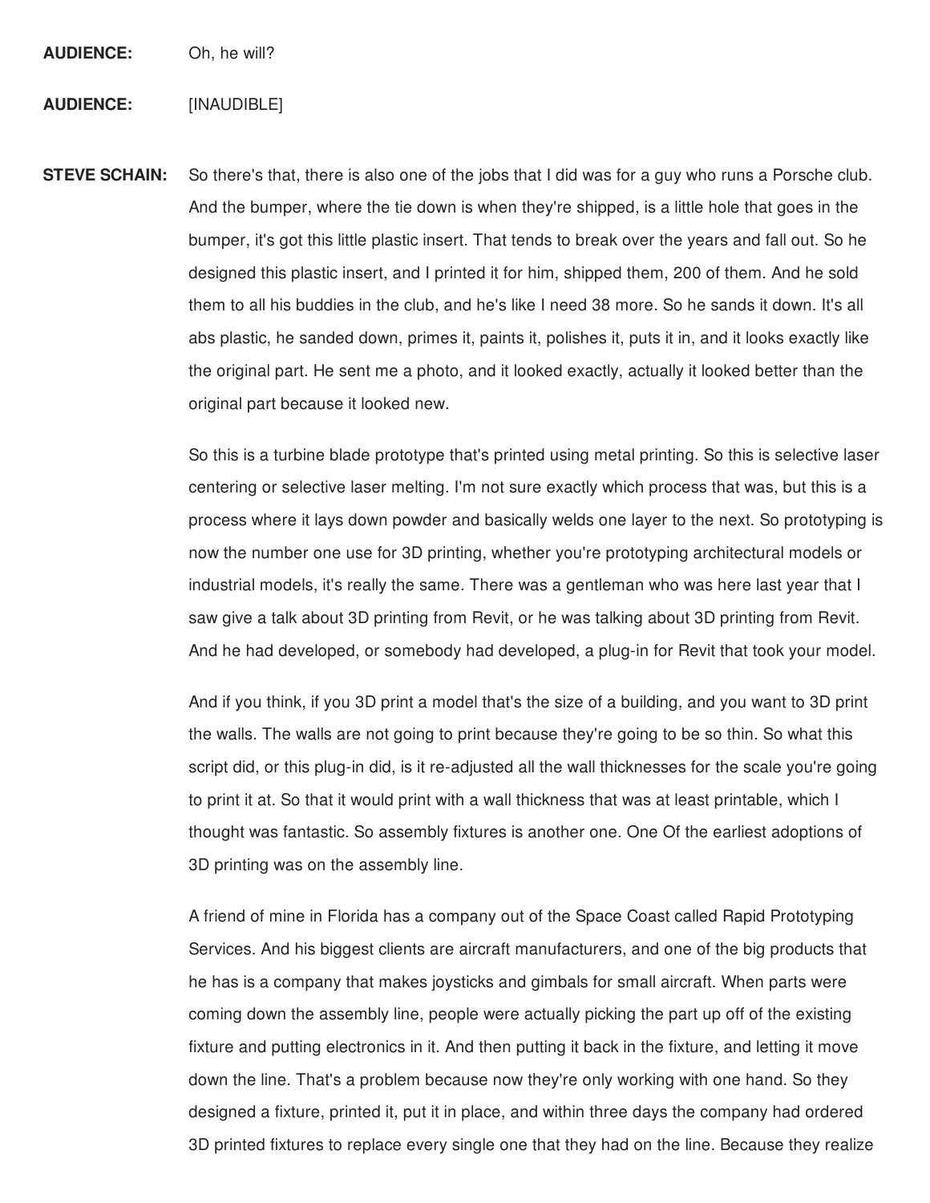**AUDIENCE:** Oh, he will?

**AUDIENCE:** [INAUDIBLE]

**STEVE SCHAIN:** So there's that, there is also one of the jobs that I did was for a guy who runs a Porsche club. And the bumper, where the tie down is when they're shipped, is a little hole that goes in the bumper, it's got this little plastic insert. That tends to break over the years and fall out. So he designed this plastic insert, and I printed it for him, shipped them, 200 of them. And he sold them to all his buddies in the club, and he's like I need 38 more. So he sands it down. It's all abs plastic, he sanded down, primes it, paints it, polishes it, puts it in, and it looks exactly like the original part. He sent me a photo, and it looked exactly, actually it looked better than the original part because it looked new.

So this is a turbine blade prototype that's printed using metal printing. So this is selective laser centering or selective laser melting. I'm not sure exactly which process that was, but this is a process where it lays down powder and basically welds one layer to the next. So prototyping is now the number one use for 3D printing, whether you're prototyping architectural models or industrial models, it's really the same. There was a gentleman who was here last year that I saw give a talk about 3D printing from Revit, or he was talking about 3D printing from Revit. And he had developed, or somebody had developed, a plug-in for Revit that took your model.

And if you think, if you 3D print a model that's the size of a building, and you want to 3D print the walls. The walls are not going to print because they're going to be so thin. So what this script did, or this plug-in did, is it re-adjusted all the wall thicknesses for the scale you're going to print it at. So that it would print with a wall thickness that was at least printable, which I thought was fantastic. So assembly fixtures is another one. One Of the earliest adoptions of 3D printing was on the assembly line.

A friend of mine in Florida has a company out of the Space Coast called Rapid Prototyping Services. And his biggest clients are aircraft manufacturers, and one of the big products that he has is a company that makes joysticks and gimbals for small aircraft. When parts were coming down the assembly line, people were actually picking the part up off of the existing fixture and putting electronics in it. And then putting it back in the fixture, and letting it move down the line. That's a problem because now they're only working with one hand. So they designed a fixture, printed it, put it in place, and within three days the company had ordered 3D printed fixtures to replace every single one that they had on the line. Because they realize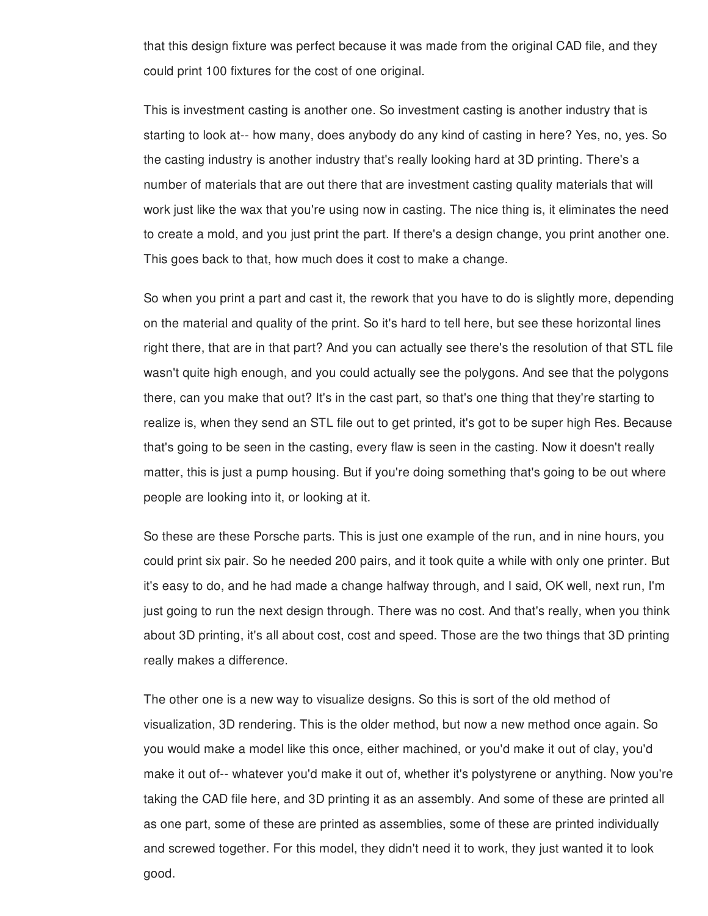that this design fixture was perfect because it was made from the original CAD file, and they could print 100 fixtures for the cost of one original.

This is investment casting is another one. So investment casting is another industry that is starting to look at-- how many, does anybody do any kind of casting in here? Yes, no, yes. So the casting industry is another industry that's really looking hard at 3D printing. There's a number of materials that are out there that are investment casting quality materials that will work just like the wax that you're using now in casting. The nice thing is, it eliminates the need to create a mold, and you just print the part. If there's a design change, you print another one. This goes back to that, how much does it cost to make a change.

So when you print a part and cast it, the rework that you have to do is slightly more, depending on the material and quality of the print. So it's hard to tell here, but see these horizontal lines right there, that are in that part? And you can actually see there's the resolution of that STL file wasn't quite high enough, and you could actually see the polygons. And see that the polygons there, can you make that out? It's in the cast part, so that's one thing that they're starting to realize is, when they send an STL file out to get printed, it's got to be super high Res. Because that's going to be seen in the casting, every flaw is seen in the casting. Now it doesn't really matter, this is just a pump housing. But if you're doing something that's going to be out where people are looking into it, or looking at it.

So these are these Porsche parts. This is just one example of the run, and in nine hours, you could print six pair. So he needed 200 pairs, and it took quite a while with only one printer. But it's easy to do, and he had made a change halfway through, and I said, OK well, next run, I'm just going to run the next design through. There was no cost. And that's really, when you think about 3D printing, it's all about cost, cost and speed. Those are the two things that 3D printing really makes a difference.

The other one is a new way to visualize designs. So this is sort of the old method of visualization, 3D rendering. This is the older method, but now a new method once again. So you would make a model like this once, either machined, or you'd make it out of clay, you'd make it out of-- whatever you'd make it out of, whether it's polystyrene or anything. Now you're taking the CAD file here, and 3D printing it as an assembly. And some of these are printed all as one part, some of these are printed as assemblies, some of these are printed individually and screwed together. For this model, they didn't need it to work, they just wanted it to look good.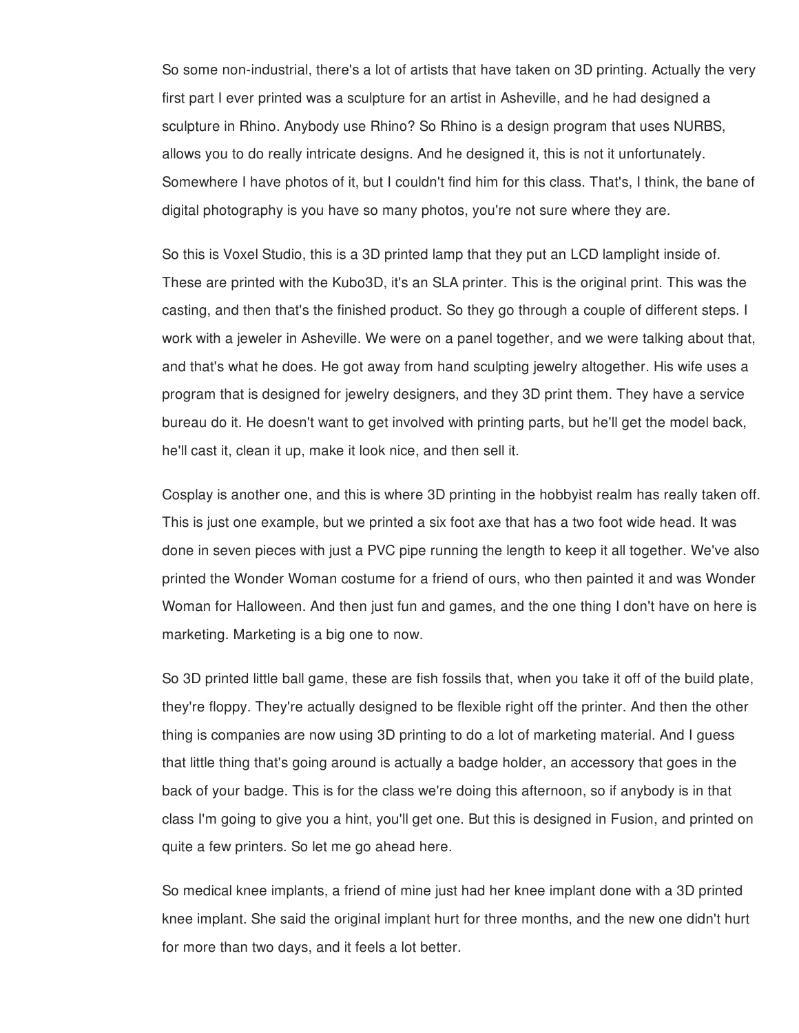So some non-industrial, there's a lot of artists that have taken on 3D printing. Actually the very first part I ever printed was a sculpture for an artist in Asheville, and he had designed a sculpture in Rhino. Anybody use Rhino? So Rhino is a design program that uses NURBS, allows you to do really intricate designs. And he designed it, this is not it unfortunately. Somewhere I have photos of it, but I couldn't find him for this class. That's, I think, the bane of digital photography is you have so many photos, you're not sure where they are.

So this is Voxel Studio, this is a 3D printed lamp that they put an LCD lamplight inside of. These are printed with the Kubo3D, it's an SLA printer. This is the original print. This was the casting, and then that's the finished product. So they go through a couple of different steps. I work with a jeweler in Asheville. We were on a panel together, and we were talking about that, and that's what he does. He got away from hand sculpting jewelry altogether. His wife uses a program that is designed for jewelry designers, and they 3D print them. They have a service bureau do it. He doesn't want to get involved with printing parts, but he'll get the model back, he'll cast it, clean it up, make it look nice, and then sell it.

Cosplay is another one, and this is where 3D printing in the hobbyist realm has really taken off. This is just one example, but we printed a six foot axe that has a two foot wide head. It was done in seven pieces with just a PVC pipe running the length to keep it all together. We've also printed the Wonder Woman costume for a friend of ours, who then painted it and was Wonder Woman for Halloween. And then just fun and games, and the one thing I don't have on here is marketing. Marketing is a big one to now.

So 3D printed little ball game, these are fish fossils that, when you take it off of the build plate, they're floppy. They're actually designed to be flexible right off the printer. And then the other thing is companies are now using 3D printing to do a lot of marketing material. And I guess that little thing that's going around is actually a badge holder, an accessory that goes in the back of your badge. This is for the class we're doing this afternoon, so if anybody is in that class I'm going to give you a hint, you'll get one. But this is designed in Fusion, and printed on quite a few printers. So let me go ahead here.

So medical knee implants, a friend of mine just had her knee implant done with a 3D printed knee implant. She said the original implant hurt for three months, and the new one didn't hurt for more than two days, and it feels a lot better.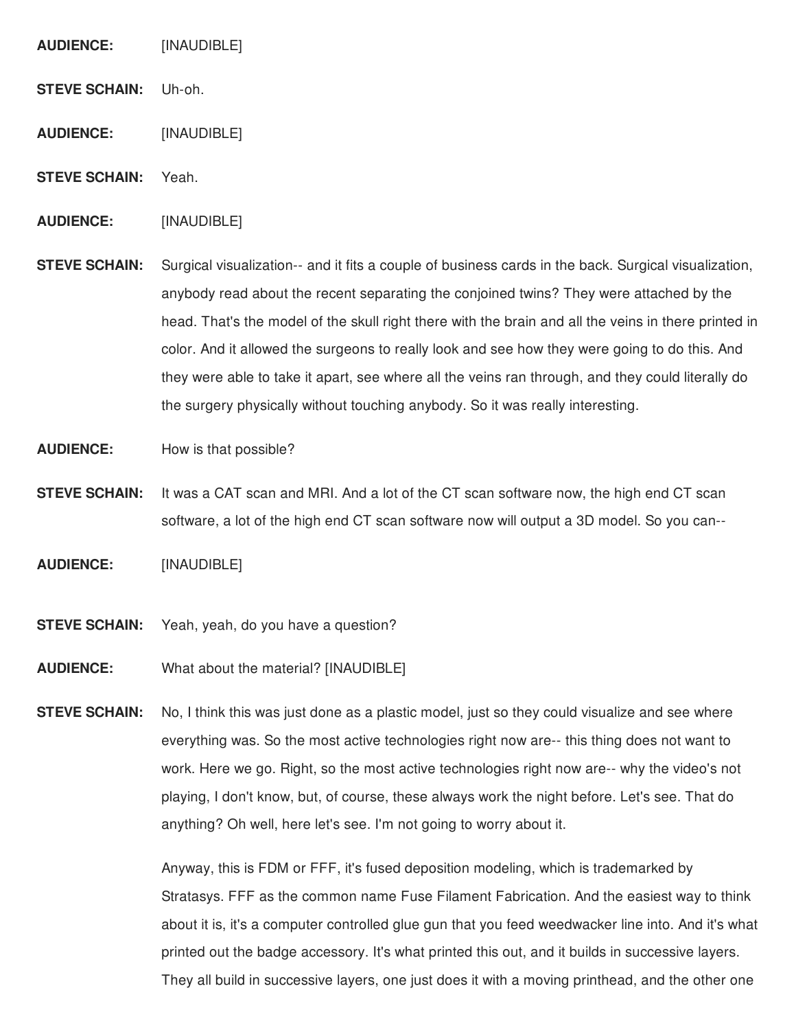**AUDIENCE:** [INAUDIBLE]

**STEVE SCHAIN:** Uh-oh.

**AUDIENCE:** [INAUDIBLE]

**STEVE SCHAIN:** Yeah.

**AUDIENCE:** [INAUDIBLE]

**STEVE SCHAIN:** Surgical visualization-- and it fits a couple of business cards in the back. Surgical visualization, anybody read about the recent separating the conjoined twins? They were attached by the head. That's the model of the skull right there with the brain and all the veins in there printed in color. And it allowed the surgeons to really look and see how they were going to do this. And they were able to take it apart, see where all the veins ran through, and they could literally do the surgery physically without touching anybody. So it was really interesting.

**AUDIENCE:** How is that possible?

**STEVE SCHAIN:** It was a CAT scan and MRI. And a lot of the CT scan software now, the high end CT scan software, a lot of the high end CT scan software now will output a 3D model. So you can--

**AUDIENCE:** [INAUDIBLE]

**STEVE SCHAIN:** Yeah, yeah, do you have a question?

**AUDIENCE:** What about the material? [INAUDIBLE]

**STEVE SCHAIN:** No, I think this was just done as a plastic model, just so they could visualize and see where everything was. So the most active technologies right now are-- this thing does not want to work. Here we go. Right, so the most active technologies right now are-- why the video's not playing, I don't know, but, of course, these always work the night before. Let's see. That do anything? Oh well, here let's see. I'm not going to worry about it.

Anyway, this is FDM or FFF, it's fused deposition modeling, which is trademarked by Stratasys. FFF as the common name Fuse Filament Fabrication. And the easiest way to think about it is, it's a computer controlled glue gun that you feed weedwacker line into. And it's what printed out the badge accessory. It's what printed this out, and it builds in successive layers. They all build in successive layers, one just does it with a moving printhead, and the other one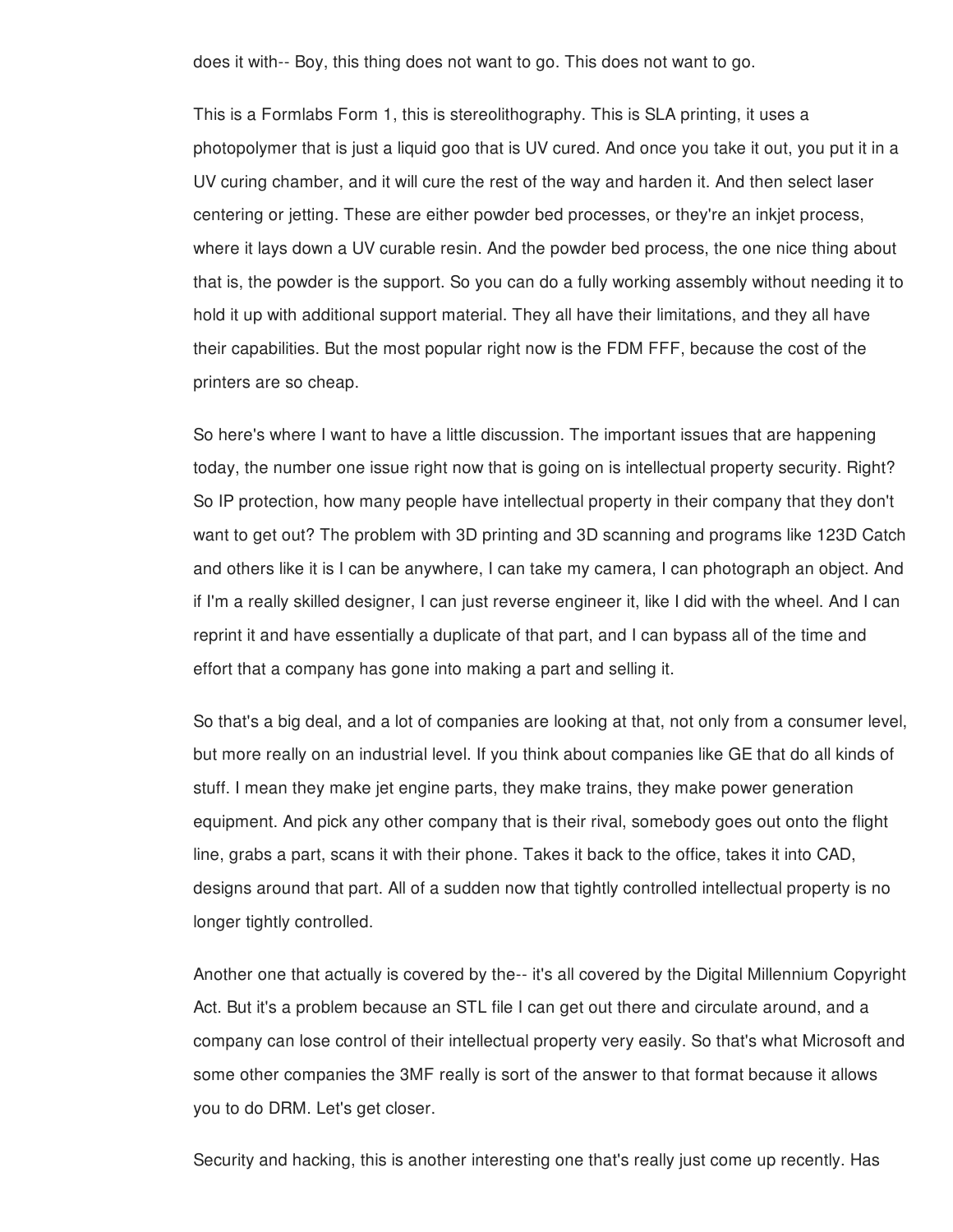does it with-- Boy, this thing does not want to go. This does not want to go.

This is a Formlabs Form 1, this is stereolithography. This is SLA printing, it uses a photopolymer that is just a liquid goo that is UV cured. And once you take it out, you put it in a UV curing chamber, and it will cure the rest of the way and harden it. And then select laser centering or jetting. These are either powder bed processes, or they're an inkjet process, where it lays down a UV curable resin. And the powder bed process, the one nice thing about that is, the powder is the support. So you can do a fully working assembly without needing it to hold it up with additional support material. They all have their limitations, and they all have their capabilities. But the most popular right now is the FDM FFF, because the cost of the printers are so cheap.

So here's where I want to have a little discussion. The important issues that are happening today, the number one issue right now that is going on is intellectual property security. Right? So IP protection, how many people have intellectual property in their company that they don't want to get out? The problem with 3D printing and 3D scanning and programs like 123D Catch and others like it is I can be anywhere, I can take my camera, I can photograph an object. And if I'm a really skilled designer, I can just reverse engineer it, like I did with the wheel. And I can reprint it and have essentially a duplicate of that part, and I can bypass all of the time and effort that a company has gone into making a part and selling it.

So that's a big deal, and a lot of companies are looking at that, not only from a consumer level, but more really on an industrial level. If you think about companies like GE that do all kinds of stuff. I mean they make jet engine parts, they make trains, they make power generation equipment. And pick any other company that is their rival, somebody goes out onto the flight line, grabs a part, scans it with their phone. Takes it back to the office, takes it into CAD, designs around that part. All of a sudden now that tightly controlled intellectual property is no longer tightly controlled.

Another one that actually is covered by the-- it's all covered by the Digital Millennium Copyright Act. But it's a problem because an STL file I can get out there and circulate around, and a company can lose control of their intellectual property very easily. So that's what Microsoft and some other companies the 3MF really is sort of the answer to that format because it allows you to do DRM. Let's get closer.

Security and hacking, this is another interesting one that's really just come up recently. Has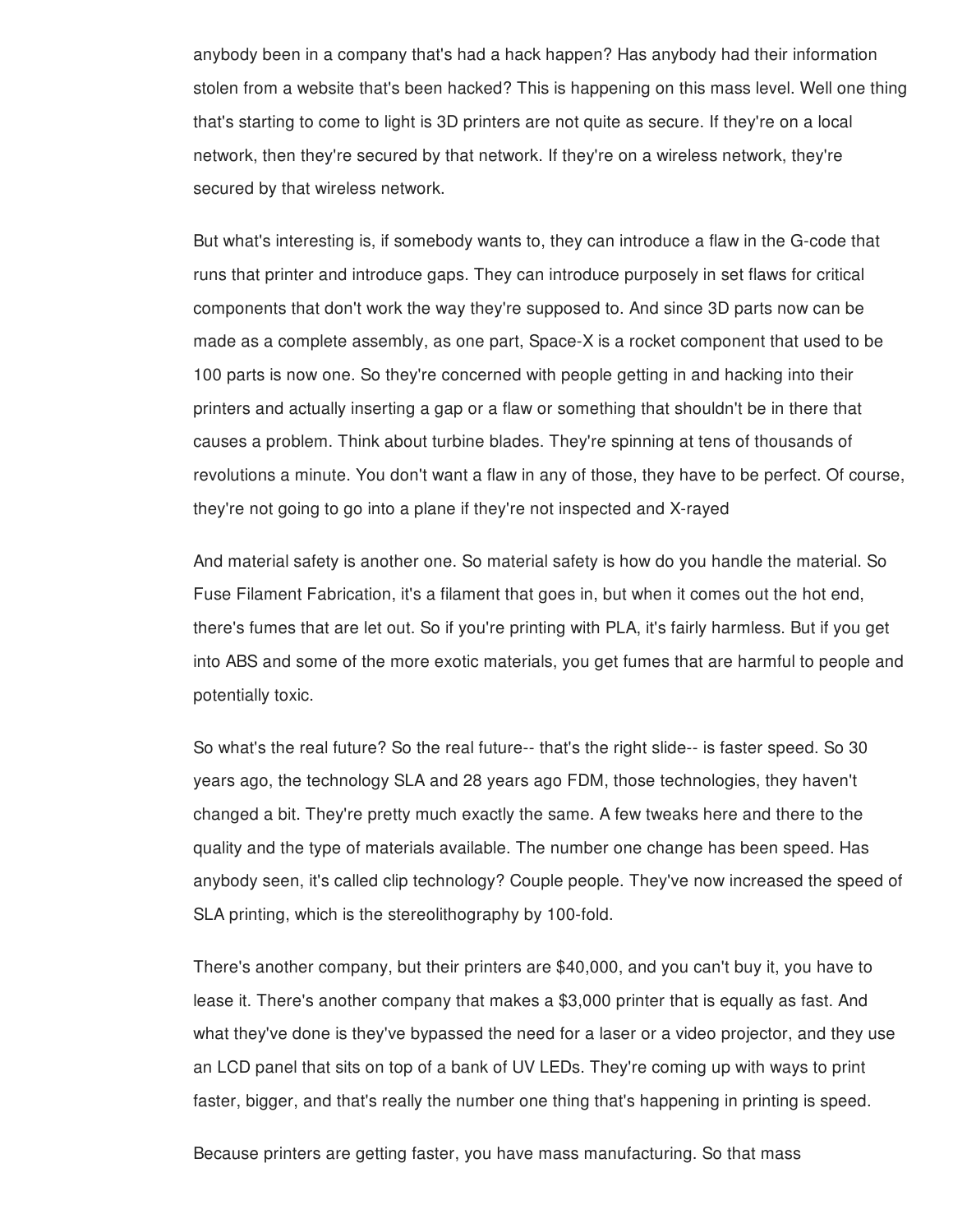anybody been in a company that's had a hack happen? Has anybody had their information stolen from a website that's been hacked? This is happening on this mass level. Well one thing that's starting to come to light is 3D printers are not quite as secure. If they're on a local network, then they're secured by that network. If they're on a wireless network, they're secured by that wireless network.

But what's interesting is, if somebody wants to, they can introduce a flaw in the G-code that runs that printer and introduce gaps. They can introduce purposely in set flaws for critical components that don't work the way they're supposed to. And since 3D parts now can be made as a complete assembly, as one part, Space-X is a rocket component that used to be 100 parts is now one. So they're concerned with people getting in and hacking into their printers and actually inserting a gap or a flaw or something that shouldn't be in there that causes a problem. Think about turbine blades. They're spinning at tens of thousands of revolutions a minute. You don't want a flaw in any of those, they have to be perfect. Of course, they're not going to go into a plane if they're not inspected and X-rayed

And material safety is another one. So material safety is how do you handle the material. So Fuse Filament Fabrication, it's a filament that goes in, but when it comes out the hot end, there's fumes that are let out. So if you're printing with PLA, it's fairly harmless. But if you get into ABS and some of the more exotic materials, you get fumes that are harmful to people and potentially toxic.

So what's the real future? So the real future-- that's the right slide-- is faster speed. So 30 years ago, the technology SLA and 28 years ago FDM, those technologies, they haven't changed a bit. They're pretty much exactly the same. A few tweaks here and there to the quality and the type of materials available. The number one change has been speed. Has anybody seen, it's called clip technology? Couple people. They've now increased the speed of SLA printing, which is the stereolithography by 100-fold.

There's another company, but their printers are $40,000, and you can't buy it, you have to lease it. There's another company that makes a $3,000 printer that is equally as fast. And what they've done is they've bypassed the need for a laser or a video projector, and they use an LCD panel that sits on top of a bank of UV LEDs. They're coming up with ways to print faster, bigger, and that's really the number one thing that's happening in printing is speed.

Because printers are getting faster, you have mass manufacturing. So that mass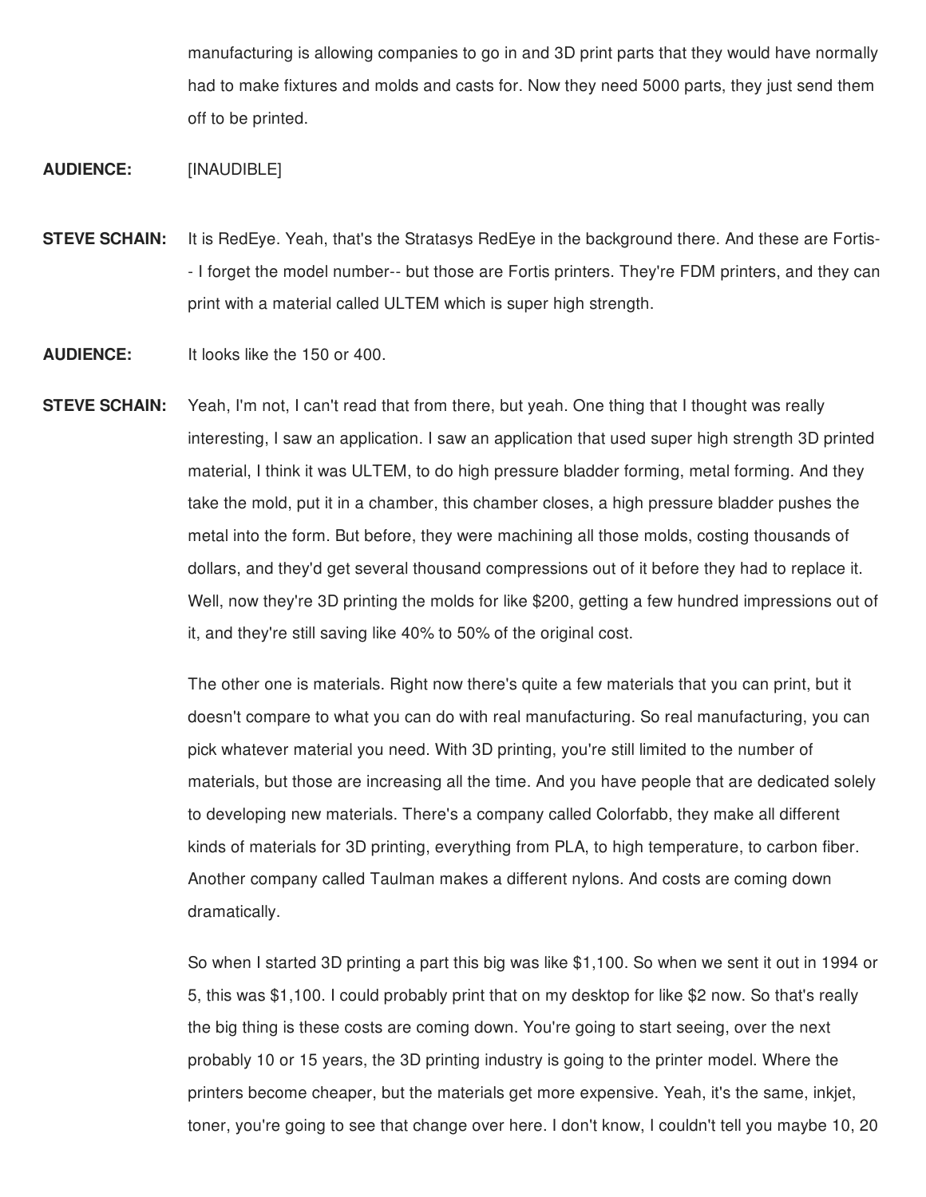manufacturing is allowing companies to go in and 3D print parts that they would have normally had to make fixtures and molds and casts for. Now they need 5000 parts, they just send them off to be printed.

**AUDIENCE:** [INAUDIBLE]

**STEVE SCHAIN:** It is RedEye. Yeah, that's the Stratasys RedEye in the background there. And these are Fortis-- I forget the model number-- but those are Fortis printers. They're FDM printers, and they can print with a material called ULTEM which is super high strength.

**AUDIENCE:** It looks like the 150 or 400.

**STEVE SCHAIN:** Yeah, I'm not, I can't read that from there, but yeah. One thing that I thought was really interesting, I saw an application. I saw an application that used super high strength 3D printed material, I think it was ULTEM, to do high pressure bladder forming, metal forming. And they take the mold, put it in a chamber, this chamber closes, a high pressure bladder pushes the metal into the form. But before, they were machining all those molds, costing thousands of dollars, and they'd get several thousand compressions out of it before they had to replace it. Well, now they're 3D printing the molds for like $200, getting a few hundred impressions out of it, and they're still saving like 40% to 50% of the original cost.

The other one is materials. Right now there's quite a few materials that you can print, but it doesn't compare to what you can do with real manufacturing. So real manufacturing, you can pick whatever material you need. With 3D printing, you're still limited to the number of materials, but those are increasing all the time. And you have people that are dedicated solely to developing new materials. There's a company called Colorfabb, they make all different kinds of materials for 3D printing, everything from PLA, to high temperature, to carbon fiber. Another company called Taulman makes a different nylons. And costs are coming down dramatically.

So when I started 3D printing a part this big was like $1,100. So when we sent it out in 1994 or 5, this was $1,100. I could probably print that on my desktop for like $2 now. So that's really the big thing is these costs are coming down. You're going to start seeing, over the next probably 10 or 15 years, the 3D printing industry is going to the printer model. Where the printers become cheaper, but the materials get more expensive. Yeah, it's the same, inkjet, toner, you're going to see that change over here. I don't know, I couldn't tell you maybe 10, 20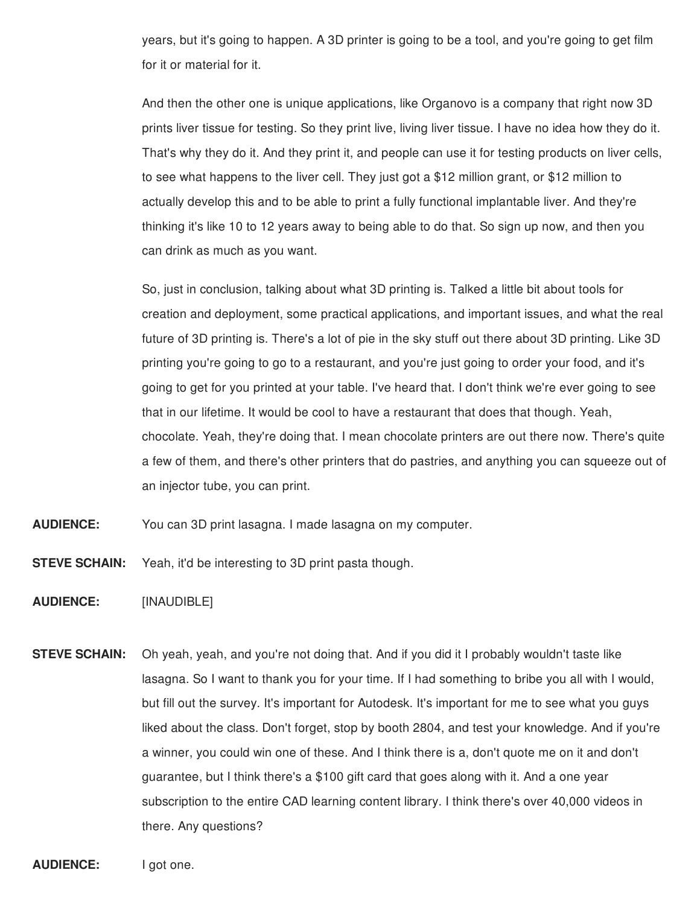years, but it's going to happen. A 3D printer is going to be a tool, and you're going to get film for it or material for it.

And then the other one is unique applications, like Organovo is a company that right now 3D prints liver tissue for testing. So they print live, living liver tissue. I have no idea how they do it. That's why they do it. And they print it, and people can use it for testing products on liver cells, to see what happens to the liver cell. They just got a $12 million grant, or $12 million to actually develop this and to be able to print a fully functional implantable liver. And they're thinking it's like 10 to 12 years away to being able to do that. So sign up now, and then you can drink as much as you want.

So, just in conclusion, talking about what 3D printing is. Talked a little bit about tools for creation and deployment, some practical applications, and important issues, and what the real future of 3D printing is. There's a lot of pie in the sky stuff out there about 3D printing. Like 3D printing you're going to go to a restaurant, and you're just going to order your food, and it's going to get for you printed at your table. I've heard that. I don't think we're ever going to see that in our lifetime. It would be cool to have a restaurant that does that though. Yeah, chocolate. Yeah, they're doing that. I mean chocolate printers are out there now. There's quite a few of them, and there's other printers that do pastries, and anything you can squeeze out of an injector tube, you can print.

**AUDIENCE:** You can 3D print lasagna. I made lasagna on my computer.

**STEVE SCHAIN:** Yeah, it'd be interesting to 3D print pasta though.

**AUDIENCE:** [INAUDIBLE]

**STEVE SCHAIN:** Oh yeah, yeah, and you're not doing that. And if you did it I probably wouldn't taste like lasagna. So I want to thank you for your time. If I had something to bribe you all with I would, but fill out the survey. It's important for Autodesk. It's important for me to see what you guys liked about the class. Don't forget, stop by booth 2804, and test your knowledge. And if you're a winner, you could win one of these. And I think there is a, don't quote me on it and don't guarantee, but I think there's a $100 gift card that goes along with it. And a one year subscription to the entire CAD learning content library. I think there's over 40,000 videos in there. Any questions?

**AUDIENCE:** I got one.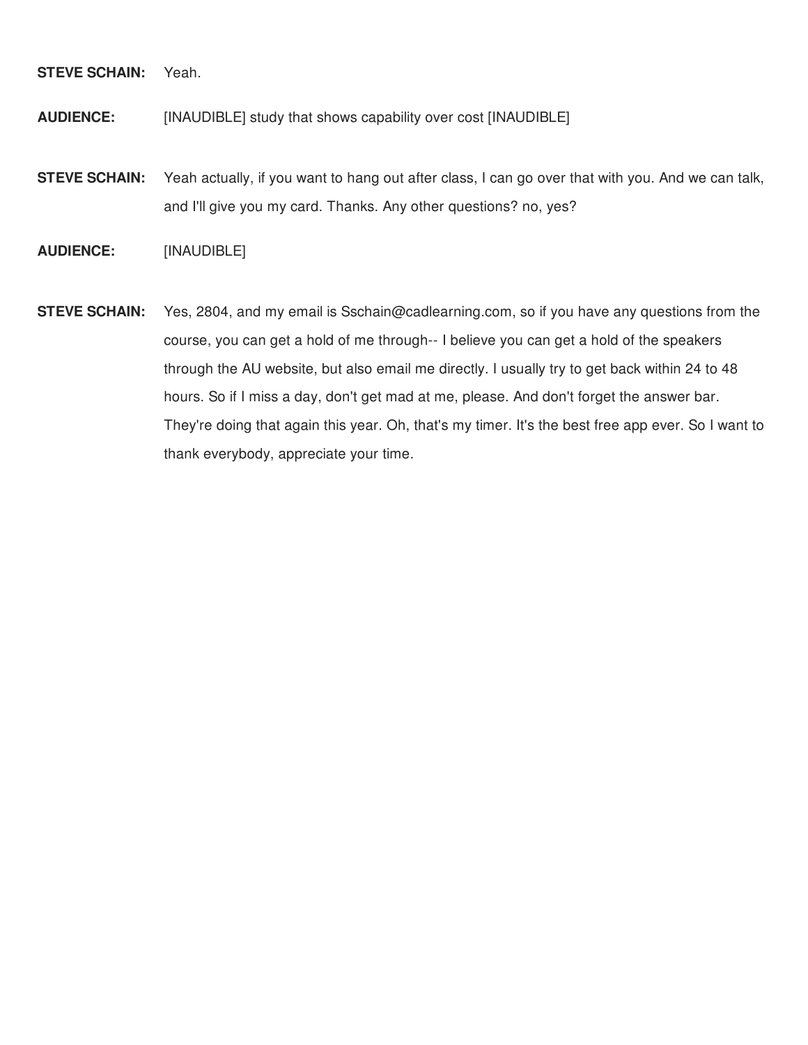**STEVE SCHAIN:** Yeah.

**AUDIENCE:** [INAUDIBLE] study that shows capability over cost [INAUDIBLE]

**STEVE SCHAIN:** Yeah actually, if you want to hang out after class, I can go over that with you. And we can talk, and I'll give you my card. Thanks. Any other questions? no, yes?

**AUDIENCE:** [INAUDIBLE]

**STEVE SCHAIN:** Yes, 2804, and my email is Sschain@cadlearning.com, so if you have any questions from the course, you can get a hold of me through-- I believe you can get a hold of the speakers through the AU website, but also email me directly. I usually try to get back within 24 to 48 hours. So if I miss a day, don't get mad at me, please. And don't forget the answer bar. They're doing that again this year. Oh, that's my timer. It's the best free app ever. So I want to thank everybody, appreciate your time.